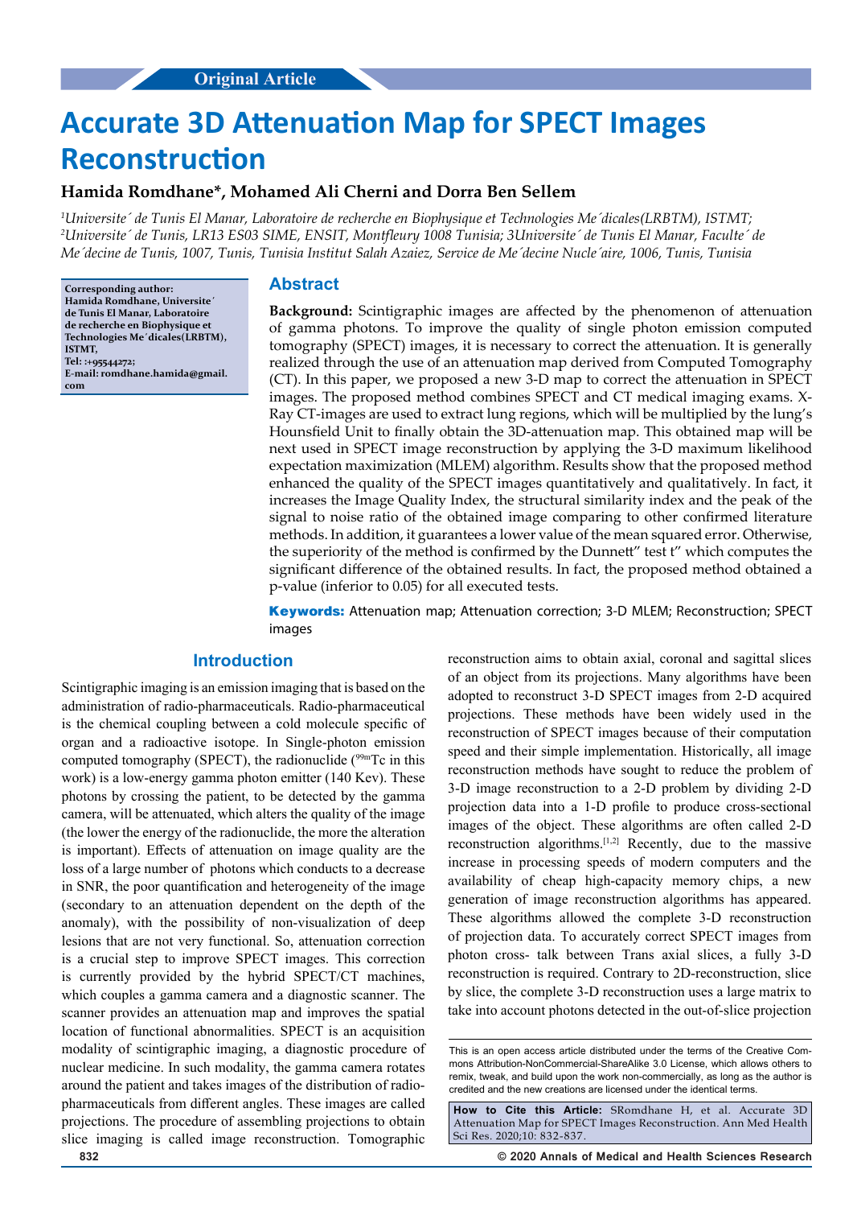Original Article

# Accurate 3D Attenuation Map for SPECT Images Reconstruction

**Hamida Romdhane\*, Mohamed Ali Cherni and Dorra Ben Sellem**

*[1]Universite´ de Tunis El Manar, Laboratoire de recherche en Biophysique et Technologies Me´dicales(LRBTM), ISTMT; [2]Universite´ de Tunis, LR13 ES03 SIME, ENSIT, Montfleury 1008 Tunisia; 3Universite´ de Tunis El Manar, Faculte´ de Me´decine de Tunis, 1007, Tunis, Tunisia Institut Salah Azaiez, Service de Me´decine Nucle´aire, 1006, Tunis, Tunisia*

**Corresponding author: Hamida Romdhane, Universite´ de Tunis El Manar, Laboratoire de recherche en Biophysique et Technologies Me´dicales(LRBTM), ISTMT, Tel: :+95544272; E-mail: romdhane.hamida@gmail.com**

## Abstract

**Background:** Scintigraphic images are affected by the phenomenon of attenuation of gamma photons. To improve the quality of single photon emission computed tomography (SPECT) images, it is necessary to correct the attenuation. It is generally realized through the use of an attenuation map derived from Computed Tomography (CT). In this paper, we proposed a new 3-D map to correct the attenuation in SPECT images. The proposed method combines SPECT and CT medical imaging exams. X-Ray CT-images are used to extract lung regions, which will be multiplied by the lung's Hounsfield Unit to finally obtain the 3D-attenuation map. This obtained map will be next used in SPECT image reconstruction by applying the 3-D maximum likelihood expectation maximization (MLEM) algorithm. Results show that the proposed method enhanced the quality of the SPECT images quantitatively and qualitatively. In fact, it increases the Image Quality Index, the structural similarity index and the peak of the signal to noise ratio of the obtained image comparing to other confirmed literature methods. In addition, it guarantees a lower value of the mean squared error. Otherwise, the superiority of the method is confirmed by the Dunnett" test t" which computes the significant difference of the obtained results. In fact, the proposed method obtained a p-value (inferior to 0.05) for all executed tests.

**Keywords:** Attenuation map; Attenuation correction; 3-D MLEM; Reconstruction; SPECT images

## Introduction

Scintigraphic imaging is an emission imaging that is based on the administration of radio-pharmaceuticals. Radio-pharmaceutical is the chemical coupling between a cold molecule specific of organ and a radioactive isotope. In Single-photon emission computed tomography (SPECT), the radionuclide ($^{99m}$Tc in this work) is a low-energy gamma photon emitter (140 Kev). These photons by crossing the patient, to be detected by the gamma camera, will be attenuated, which alters the quality of the image (the lower the energy of the radionuclide, the more the alteration is important). Effects of attenuation on image quality are the loss of a large number of photons which conducts to a decrease in SNR, the poor quantification and heterogeneity of the image (secondary to an attenuation dependent on the depth of the anomaly), with the possibility of non-visualization of deep lesions that are not very functional. So, attenuation correction is a crucial step to improve SPECT images. This correction is currently provided by the hybrid SPECT/CT machines, which couples a gamma camera and a diagnostic scanner. The scanner provides an attenuation map and improves the spatial location of functional abnormalities. SPECT is an acquisition modality of scintigraphic imaging, a diagnostic procedure of nuclear medicine. In such modality, the gamma camera rotates around the patient and takes images of the distribution of radio-pharmaceuticals from different angles. These images are called projections. The procedure of assembling projections to obtain slice imaging is called image reconstruction. Tomographic reconstruction aims to obtain axial, coronal and sagittal slices of an object from its projections. Many algorithms have been adopted to reconstruct 3-D SPECT images from 2-D acquired projections. These methods have been widely used in the reconstruction of SPECT images because of their computation speed and their simple implementation. Historically, all image reconstruction methods have sought to reduce the problem of 3-D image reconstruction to a 2-D problem by dividing 2-D projection data into a 1-D profile to produce cross-sectional images of the object. These algorithms are often called 2-D reconstruction algorithms.[1,2] Recently, due to the massive increase in processing speeds of modern computers and the availability of cheap high-capacity memory chips, a new generation of image reconstruction algorithms has appeared. These algorithms allowed the complete 3-D reconstruction of projection data. To accurately correct SPECT images from photon cross- talk between Trans axial slices, a fully 3-D reconstruction is required. Contrary to 2D-reconstruction, slice by slice, the complete 3-D reconstruction uses a large matrix to take into account photons detected in the out-of-slice projection

This is an open access article distributed under the terms of the Creative Commons Attribution-NonCommercial-ShareAlike 3.0 License, which allows others to remix, tweak, and build upon the work non-commercially, as long as the author is credited and the new creations are licensed under the identical terms.

**How to Cite this Article:** SRomdhane H, et al. Accurate 3D Attenuation Map for SPECT Images Reconstruction. Ann Med Health Sci Res. 2020;10: 832-837.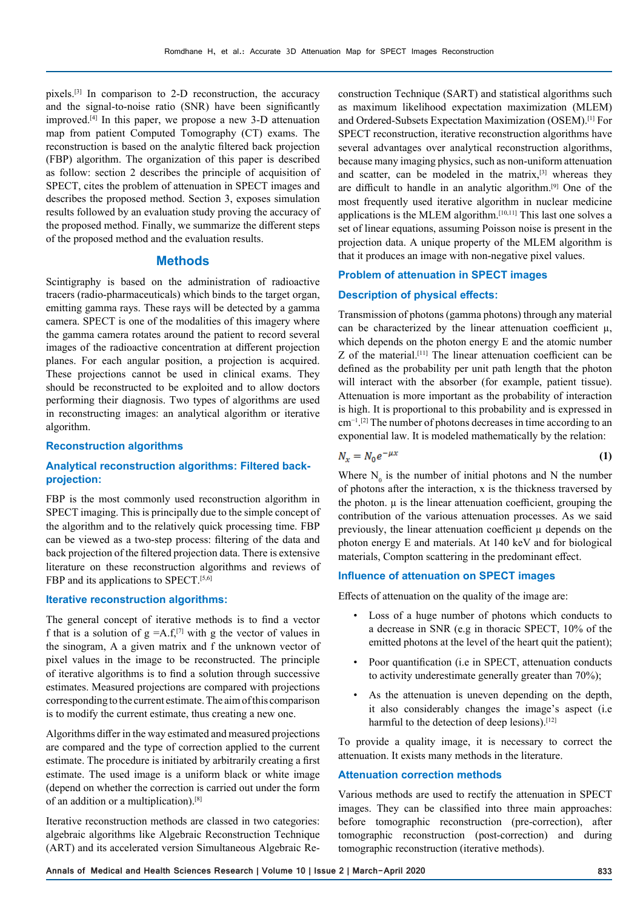pixels.[3] In comparison to 2-D reconstruction, the accuracy and the signal-to-noise ratio (SNR) have been significantly improved.[4] In this paper, we propose a new 3-D attenuation map from patient Computed Tomography (CT) exams. The reconstruction is based on the analytic filtered back projection (FBP) algorithm. The organization of this paper is described as follow: section 2 describes the principle of acquisition of SPECT, cites the problem of attenuation in SPECT images and describes the proposed method. Section 3, exposes simulation results followed by an evaluation study proving the accuracy of the proposed method. Finally, we summarize the different steps of the proposed method and the evaluation results.

## Methods

Scintigraphy is based on the administration of radioactive tracers (radio-pharmaceuticals) which binds to the target organ, emitting gamma rays. These rays will be detected by a gamma camera. SPECT is one of the modalities of this imagery where the gamma camera rotates around the patient to record several images of the radioactive concentration at different projection planes. For each angular position, a projection is acquired. These projections cannot be used in clinical exams. They should be reconstructed to be exploited and to allow doctors performing their diagnosis. Two types of algorithms are used in reconstructing images: an analytical algorithm or iterative algorithm.

### Reconstruction algorithms

#### Analytical reconstruction algorithms: Filtered back-projection:

FBP is the most commonly used reconstruction algorithm in SPECT imaging. This is principally due to the simple concept of the algorithm and to the relatively quick processing time. FBP can be viewed as a two-step process: filtering of the data and back projection of the filtered projection data. There is extensive literature on these reconstruction algorithms and reviews of FBP and its applications to SPECT.[5,6]

#### Iterative reconstruction algorithms:

The general concept of iterative methods is to find a vector f that is a solution of g =A.f,[7] with g the vector of values in the sinogram, A a given matrix and f the unknown vector of pixel values in the image to be reconstructed. The principle of iterative algorithms is to find a solution through successive estimates. Measured projections are compared with projections corresponding to the current estimate. The aim of this comparison is to modify the current estimate, thus creating a new one.

Algorithms differ in the way estimated and measured projections are compared and the type of correction applied to the current estimate. The procedure is initiated by arbitrarily creating a first estimate. The used image is a uniform black or white image (depend on whether the correction is carried out under the form of an addition or a multiplication).[8]

Iterative reconstruction methods are classed in two categories: algebraic algorithms like Algebraic Reconstruction Technique (ART) and its accelerated version Simultaneous Algebraic Reconstruction Technique (SART) and statistical algorithms such as maximum likelihood expectation maximization (MLEM) and Ordered-Subsets Expectation Maximization (OSEM).[1] For SPECT reconstruction, iterative reconstruction algorithms have several advantages over analytical reconstruction algorithms, because many imaging physics, such as non-uniform attenuation and scatter, can be modeled in the matrix,[3] whereas they are difficult to handle in an analytic algorithm.[9] One of the most frequently used iterative algorithm in nuclear medicine applications is the MLEM algorithm.[10,11] This last one solves a set of linear equations, assuming Poisson noise is present in the projection data. A unique property of the MLEM algorithm is that it produces an image with non-negative pixel values.

### Problem of attenuation in SPECT images

#### Description of physical effects:

Transmission of photons (gamma photons) through any material can be characterized by the linear attenuation coefficient µ, which depends on the photon energy E and the atomic number Z of the material.[11] The linear attenuation coefficient can be defined as the probability per unit path length that the photon will interact with the absorber (for example, patient tissue). Attenuation is more important as the probability of interaction is high. It is proportional to this probability and is expressed in $cm^{-1}$.[2] The number of photons decreases in time according to an exponential law. It is modeled mathematically by the relation:

$$N_x = N_0 e^{-\mu x} \quad (1)$$

Where $N_0$ is the number of initial photons and N the number of photons after the interaction, x is the thickness traversed by the photon. µ is the linear attenuation coefficient, grouping the contribution of the various attenuation processes. As we said previously, the linear attenuation coefficient µ depends on the photon energy E and materials. At 140 keV and for biological materials, Compton scattering in the predominant effect.

#### Influence of attenuation on SPECT images

Effects of attenuation on the quality of the image are:

- Loss of a huge number of photons which conducts to a decrease in SNR (e.g in thoracic SPECT, 10% of the emitted photons at the level of the heart quit the patient);
- Poor quantification (i.e in SPECT, attenuation conducts to activity underestimate generally greater than 70%);
- As the attenuation is uneven depending on the depth, it also considerably changes the image's aspect (i.e harmful to the detection of deep lesions).[12]

To provide a quality image, it is necessary to correct the attenuation. It exists many methods in the literature.

### Attenuation correction methods

Various methods are used to rectify the attenuation in SPECT images. They can be classified into three main approaches: before tomographic reconstruction (pre-correction), after tomographic reconstruction (post-correction) and during tomographic reconstruction (iterative methods).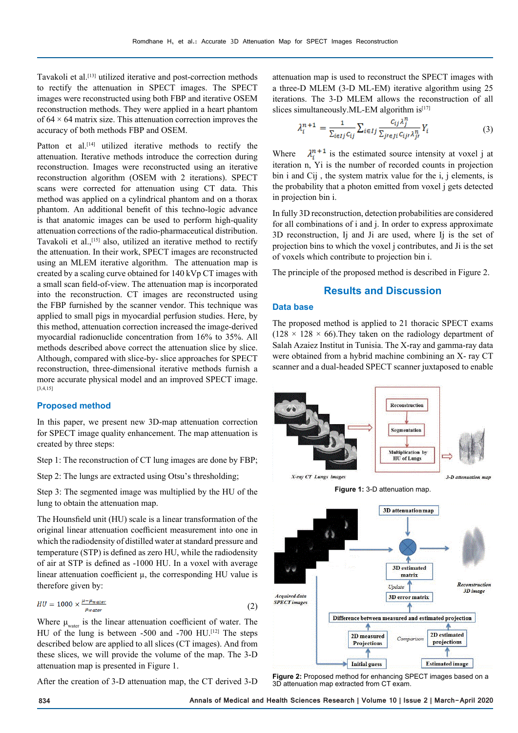Tavakoli et al.[13] utilized iterative and post-correction methods to rectify the attenuation in SPECT images. The SPECT images were reconstructed using both FBP and iterative OSEM reconstruction methods. They were applied in a heart phantom of 64 × 64 matrix size. This attenuation correction improves the accuracy of both methods FBP and OSEM.

Patton et al.[14] utilized iterative methods to rectify the attenuation. Iterative methods introduce the correction during reconstruction. Images were reconstructed using an iterative reconstruction algorithm (OSEM with 2 iterations). SPECT scans were corrected for attenuation using CT data. This method was applied on a cylindrical phantom and on a thorax phantom. An additional benefit of this techno-logic advance is that anatomic images can be used to perform high-quality attenuation corrections of the radio-pharmaceutical distribution. Tavakoli et al.,[15] also, utilized an iterative method to rectify the attenuation. In their work, SPECT images are reconstructed using an MLEM iterative algorithm. The attenuation map is created by a scaling curve obtained for 140 kVp CT images with a small scan field-of-view. The attenuation map is incorporated into the reconstruction. CT images are reconstructed using the FBP furnished by the scanner vendor. This technique was applied to small pigs in myocardial perfusion studies. Here, by this method, attenuation correction increased the image-derived myocardial radionuclide concentration from 16% to 35%. All methods described above correct the attenuation slice by slice. Although, compared with slice-by- slice approaches for SPECT reconstruction, three-dimensional iterative methods furnish a more accurate physical model and an improved SPECT image.[3,4,15]

## Proposed method

In this paper, we present new 3D-map attenuation correction for SPECT image quality enhancement. The map attenuation is created by three steps:

Step 1: The reconstruction of CT lung images are done by FBP;

Step 2: The lungs are extracted using Otsu's thresholding;

Step 3: The segmented image was multiplied by the HU of the lung to obtain the attenuation map.

The Hounsfield unit (HU) scale is a linear transformation of the original linear attenuation coefficient measurement into one in which the radiodensity of distilled water at standard pressure and temperature (STP) is defined as zero HU, while the radiodensity of air at STP is defined as -1000 HU. In a voxel with average linear attenuation coefficient μ, the corresponding HU value is therefore given by:

$$HU = 1000 \times \frac{\mu - \mu_{water}}{\mu_{water}} \tag{2}$$

Where $\mu_{water}$ is the linear attenuation coefficient of water. The HU of the lung is between -500 and -700 HU.[12] The steps described below are applied to all slices (CT images). And from these slices, we will provide the volume of the map. The 3-D attenuation map is presented in Figure 1.

After the creation of 3-D attenuation map, the CT derived 3-D attenuation map is used to reconstruct the SPECT images with a three-D MLEM (3-D ML-EM) iterative algorithm using 25 iterations. The 3-D MLEM allows the reconstruction of all slices simultaneously. ML-EM algorithm is[17]

$$\lambda_i^{n+1} = \frac{1}{\sum_{i \in I_J} C_{ij}} \sum_{i \in I_J} \frac{C_{ij} \lambda_j^n}{\sum_{j' \in J_i} C_{ij'} \lambda_{j'}^n} Y_i \tag{3}$$

Where $\lambda_i^{n+1}$ is the estimated source intensity at voxel j at iteration n, Yi is the number of recorded counts in projection bin i and Cij, the system matrix value for the i, j elements, is the probability that a photon emitted from voxel j gets detected in projection bin i.

In fully 3D reconstruction, detection probabilities are considered for all combinations of i and j. In order to express approximate 3D reconstruction, Ij and Ji are used, where Ij is the set of projection bins to which the voxel j contributes, and Ji is the set of voxels which contribute to projection bin i.

The principle of the proposed method is described in Figure 2.

# Results and Discussion

## Data base

The proposed method is applied to 21 thoracic SPECT exams (128 × 128 × 66).They taken on the radiology department of Salah Azaiez Institut in Tunisia. The X-ray and gamma-ray data were obtained from a hybrid machine combining an X- ray CT scanner and a dual-headed SPECT scanner juxtaposed to enable

**Figure 1:** 3-D attenuation map.

**Figure 2:** Proposed method for enhancing SPECT images based on a 3D attenuation map extracted from CT exam.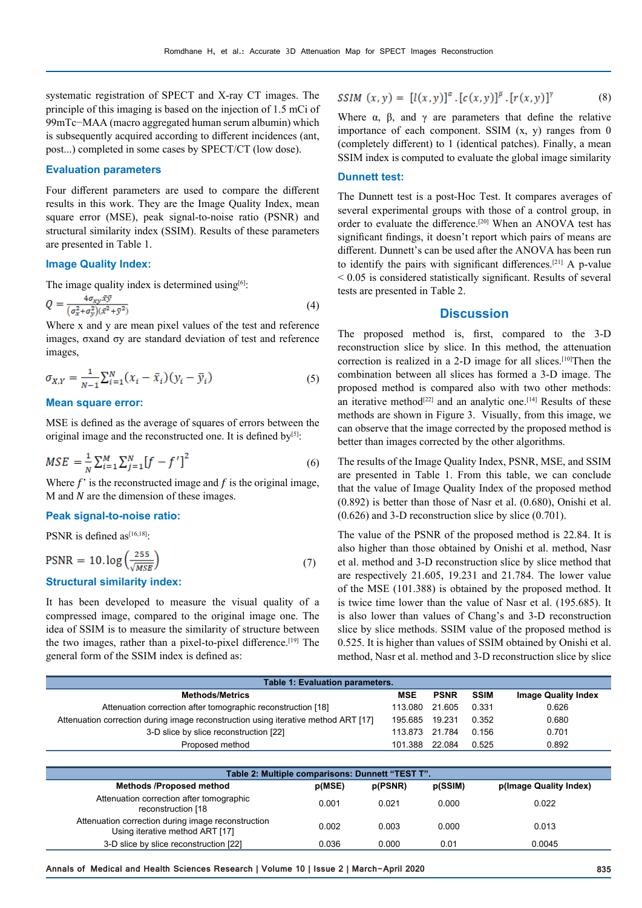systematic registration of SPECT and X-ray CT images. The principle of this imaging is based on the injection of 1.5 mCi of 99mTc−MAA (macro aggregated human serum albumin) which is subsequently acquired according to different incidences (ant, post...) completed in some cases by SPECT/CT (low dose).

## Evaluation parameters

Four different parameters are used to compare the different results in this work. They are the Image Quality Index, mean square error (MSE), peak signal-to-noise ratio (PSNR) and structural similarity index (SSIM). Results of these parameters are presented in Table 1.

### Image Quality Index:

The image quality index is determined using[6]:

$$Q = \frac{4\sigma_{xy}\bar{x}\bar{y}}{(\sigma_x^2+\sigma_y^2)(\bar{x}^2+\bar{y}^2)} \tag{4}$$

Where x and y are mean pixel values of the test and reference images, σxand σy are standard deviation of test and reference images,

$$\sigma_{X,Y} = \frac{1}{N-1}\sum_{i=1}^{N}(x_i - \bar{x}_i)(y_i - \bar{y}_i) \tag{5}$$

### Mean square error:

MSE is defined as the average of squares of errors between the original image and the reconstructed one. It is defined by[5]:

$$MSE = \frac{1}{N}\sum_{i=1}^{M}\sum_{j=1}^{N}[f - f']^2 \tag{6}$$

Where *f'* is the reconstructed image and *f* is the original image, M and *N* are the dimension of these images.

### Peak signal-to-noise ratio:

PSNR is defined as[16,18]:

$$\mathrm{PSNR} = 10.\log\left(\frac{255}{\sqrt{MSE}}\right) \tag{7}$$

### Structural similarity index:

It has been developed to measure the visual quality of a compressed image, compared to the original image one. The idea of SSIM is to measure the similarity of structure between the two images, rather than a pixel-to-pixel difference.[19] The general form of the SSIM index is defined as:

$$SSIM\ (x,y) = [l(x,y)]^{\alpha}.[c(x,y)]^{\beta}.[r(x,y)]^{\gamma} \tag{8}$$

Where α, β, and γ are parameters that define the relative importance of each component. SSIM (x, y) ranges from 0 (completely different) to 1 (identical patches). Finally, a mean SSIM index is computed to evaluate the global image similarity

### Dunnett test:

The Dunnett test is a post-Hoc Test. It compares averages of several experimental groups with those of a control group, in order to evaluate the difference.[20] When an ANOVA test has significant findings, it doesn't report which pairs of means are different. Dunnett's can be used after the ANOVA has been run to identify the pairs with significant differences.[21] A p-value $< 0.05$ is considered statistically significant. Results of several tests are presented in Table 2.

## Discussion

The proposed method is, first, compared to the 3-D reconstruction slice by slice. In this method, the attenuation correction is realized in a 2-D image for all slices.[10]Then the combination between all slices has formed a 3-D image. The proposed method is compared also with two other methods: an iterative method[22] and an analytic one.[14] Results of these methods are shown in Figure 3. Visually, from this image, we can observe that the image corrected by the proposed method is better than images corrected by the other algorithms.

The results of the Image Quality Index, PSNR, MSE, and SSIM are presented in Table 1. From this table, we can conclude that the value of Image Quality Index of the proposed method (0.892) is better than those of Nasr et al. (0.680), Onishi et al. (0.626) and 3-D reconstruction slice by slice (0.701).

The value of the PSNR of the proposed method is 22.84. It is also higher than those obtained by Onishi et al. method, Nasr et al. method and 3-D reconstruction slice by slice method that are respectively 21.605, 19.231 and 21.784. The lower value of the MSE (101.388) is obtained by the proposed method. It is twice time lower than the value of Nasr et al. (195.685). It is also lower than values of Chang's and 3-D reconstruction slice by slice methods. SSIM value of the proposed method is 0.525. It is higher than values of SSIM obtained by Onishi et al. method, Nasr et al. method and 3-D reconstruction slice by slice

**Table 1: Evaluation parameters.**

| Methods/Metrics | MSE | PSNR | SSIM | Image Quality Index |
|---|---|---|---|---|
| Attenuation correction after tomographic reconstruction [18] | 113.080 | 21.605 | 0.331 | 0.626 |
| Attenuation correction during image reconstruction using iterative method ART [17] | 195.685 | 19.231 | 0.352 | 0.680 |
| 3-D slice by slice reconstruction [22] | 113.873 | 21.784 | 0.156 | 0.701 |
| Proposed method | 101.388 | 22.084 | 0.525 | 0.892 |

**Table 2: Multiple comparisons: Dunnett "TEST T".**

| Methods /Proposed method | p(MSE) | p(PSNR) | p(SSIM) | p(Image Quality Index) |
|---|---|---|---|---|
| Attenuation correction after tomographic reconstruction [18 | 0.001 | 0.021 | 0.000 | 0.022 |
| Attenuation correction during image reconstruction Using iterative method ART [17] | 0.002 | 0.003 | 0.000 | 0.013 |
| 3-D slice by slice reconstruction [22] | 0.036 | 0.000 | 0.01 | 0.0045 |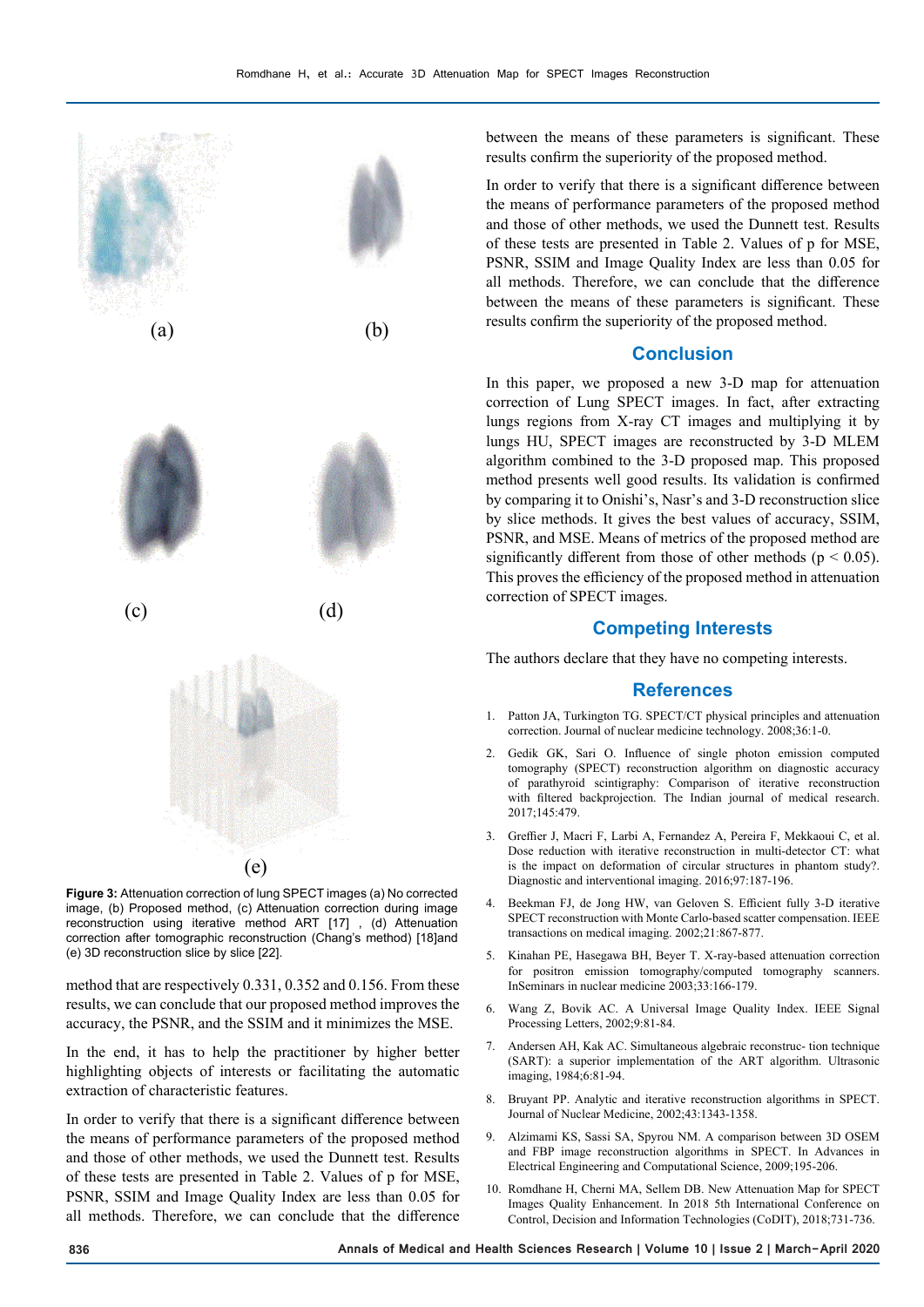Figure 3: Attenuation correction of lung SPECT images (a) No corrected image, (b) Proposed method, (c) Attenuation correction during image reconstruction using iterative method ART [17] , (d) Attenuation correction after tomographic reconstruction (Chang's method) [18]and (e) 3D reconstruction slice by slice [22].

method that are respectively 0.331, 0.352 and 0.156. From these results, we can conclude that our proposed method improves the accuracy, the PSNR, and the SSIM and it minimizes the MSE.

In the end, it has to help the practitioner by higher better highlighting objects of interests or facilitating the automatic extraction of characteristic features.

In order to verify that there is a significant difference between the means of performance parameters of the proposed method and those of other methods, we used the Dunnett test. Results of these tests are presented in Table 2. Values of p for MSE, PSNR, SSIM and Image Quality Index are less than 0.05 for all methods. Therefore, we can conclude that the difference between the means of these parameters is significant. These results confirm the superiority of the proposed method.

In order to verify that there is a significant difference between the means of performance parameters of the proposed method and those of other methods, we used the Dunnett test. Results of these tests are presented in Table 2. Values of p for MSE, PSNR, SSIM and Image Quality Index are less than 0.05 for all methods. Therefore, we can conclude that the difference between the means of these parameters is significant. These results confirm the superiority of the proposed method.

## Conclusion

In this paper, we proposed a new 3-D map for attenuation correction of Lung SPECT images. In fact, after extracting lungs regions from X-ray CT images and multiplying it by lungs HU, SPECT images are reconstructed by 3-D MLEM algorithm combined to the 3-D proposed map. This proposed method presents well good results. Its validation is confirmed by comparing it to Onishi's, Nasr's and 3-D reconstruction slice by slice methods. It gives the best values of accuracy, SSIM, PSNR, and MSE. Means of metrics of the proposed method are significantly different from those of other methods ($p < 0.05$). This proves the efficiency of the proposed method in attenuation correction of SPECT images.

## Competing Interests

The authors declare that they have no competing interests.

## References

1. Patton JA, Turkington TG. SPECT/CT physical principles and attenuation correction. Journal of nuclear medicine technology. 2008;36:1-0.
2. Gedik GK, Sari O. Influence of single photon emission computed tomography (SPECT) reconstruction algorithm on diagnostic accuracy of parathyroid scintigraphy: Comparison of iterative reconstruction with filtered backprojection. The Indian journal of medical research. 2017;145:479.
3. Greffier J, Macri F, Larbi A, Fernandez A, Pereira F, Mekkaoui C, et al. Dose reduction with iterative reconstruction in multi-detector CT: what is the impact on deformation of circular structures in phantom study?. Diagnostic and interventional imaging. 2016;97:187-196.
4. Beekman FJ, de Jong HW, van Geloven S. Efficient fully 3-D iterative SPECT reconstruction with Monte Carlo-based scatter compensation. IEEE transactions on medical imaging. 2002;21:867-877.
5. Kinahan PE, Hasegawa BH, Beyer T. X-ray-based attenuation correction for positron emission tomography/computed tomography scanners. InSeminars in nuclear medicine 2003;33:166-179.
6. Wang Z, Bovik AC. A Universal Image Quality Index. IEEE Signal Processing Letters, 2002;9:81-84.
7. Andersen AH, Kak AC. Simultaneous algebraic reconstruc- tion technique (SART): a superior implementation of the ART algorithm. Ultrasonic imaging, 1984;6:81-94.
8. Bruyant PP. Analytic and iterative reconstruction algorithms in SPECT. Journal of Nuclear Medicine, 2002;43:1343-1358.
9. Alzimami KS, Sassi SA, Spyrou NM. A comparison between 3D OSEM and FBP image reconstruction algorithms in SPECT. In Advances in Electrical Engineering and Computational Science, 2009;195-206.
10. Romdhane H, Cherni MA, Sellem DB. New Attenuation Map for SPECT Images Quality Enhancement. In 2018 5th International Conference on Control, Decision and Information Technologies (CoDIT), 2018;731-736.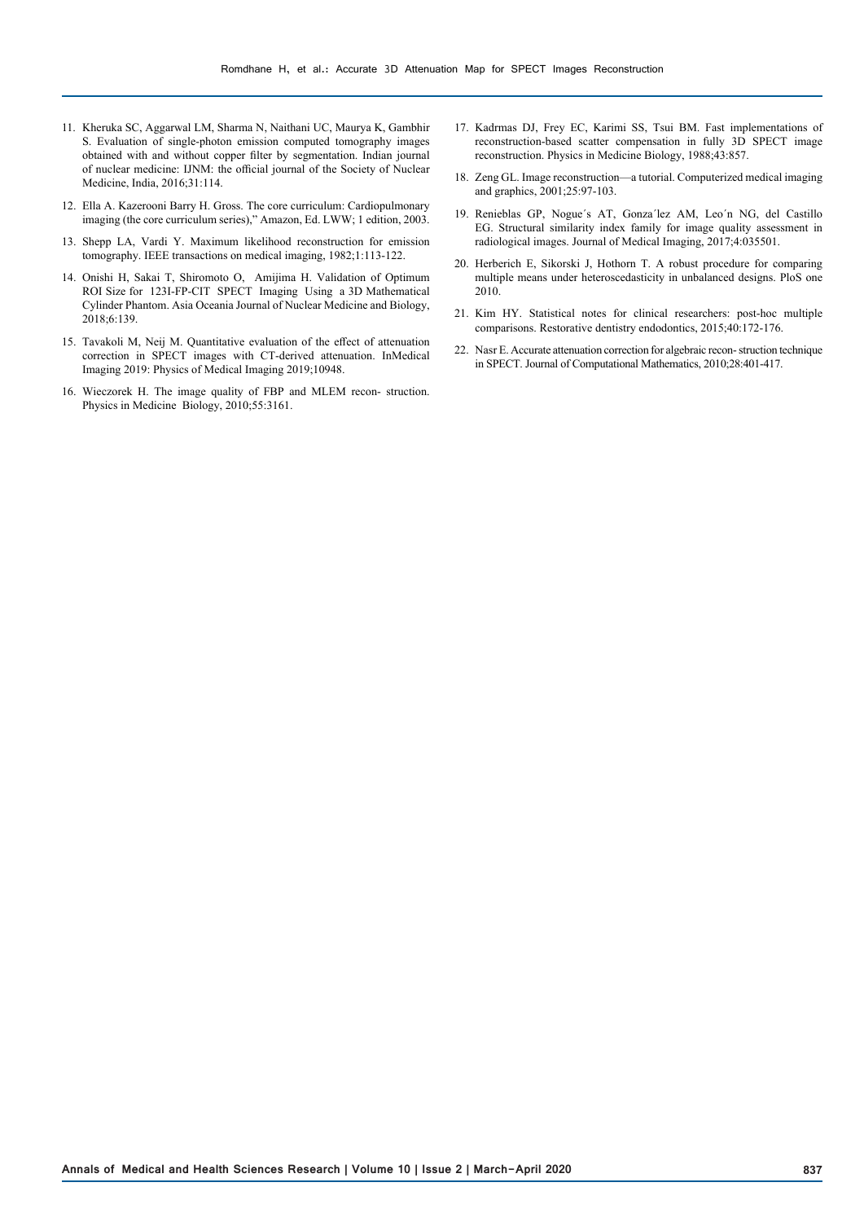11. Kheruka SC, Aggarwal LM, Sharma N, Naithani UC, Maurya K, Gambhir S. Evaluation of single-photon emission computed tomography images obtained with and without copper filter by segmentation. Indian journal of nuclear medicine: IJNM: the official journal of the Society of Nuclear Medicine, India, 2016;31:114.

12. Ella A. Kazerooni Barry H. Gross. The core curriculum: Cardiopulmonary imaging (the core curriculum series)," Amazon, Ed. LWW; 1 edition, 2003.

13. Shepp LA, Vardi Y. Maximum likelihood reconstruction for emission tomography. IEEE transactions on medical imaging, 1982;1:113-122.

14. Onishi H, Sakai T, Shiromoto O, Amijima H. Validation of Optimum ROI Size for 123I-FP-CIT SPECT Imaging Using a 3D Mathematical Cylinder Phantom. Asia Oceania Journal of Nuclear Medicine and Biology, 2018;6:139.

15. Tavakoli M, Neij M. Quantitative evaluation of the effect of attenuation correction in SPECT images with CT-derived attenuation. InMedical Imaging 2019: Physics of Medical Imaging 2019;10948.

16. Wieczorek H. The image quality of FBP and MLEM recon- struction. Physics in Medicine Biology, 2010;55:3161.

17. Kadrmas DJ, Frey EC, Karimi SS, Tsui BM. Fast implementations of reconstruction-based scatter compensation in fully 3D SPECT image reconstruction. Physics in Medicine Biology, 1988;43:857.

18. Zeng GL. Image reconstruction—a tutorial. Computerized medical imaging and graphics, 2001;25:97-103.

19. Renieblas GP, Nogue´s AT, Gonza´lez AM, Leo´n NG, del Castillo EG. Structural similarity index family for image quality assessment in radiological images. Journal of Medical Imaging, 2017;4:035501.

20. Herberich E, Sikorski J, Hothorn T. A robust procedure for comparing multiple means under heteroscedasticity in unbalanced designs. PloS one 2010.

21. Kim HY. Statistical notes for clinical researchers: post-hoc multiple comparisons. Restorative dentistry endodontics, 2015;40:172-176.

22. Nasr E. Accurate attenuation correction for algebraic recon- struction technique in SPECT. Journal of Computational Mathematics, 2010;28:401-417.